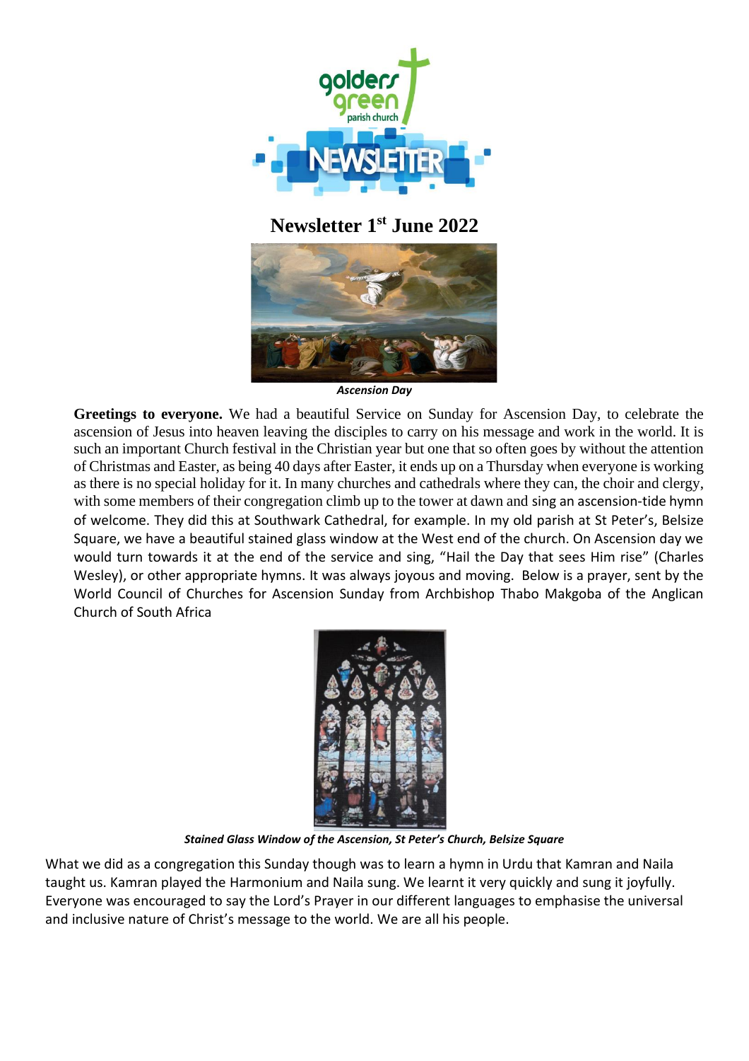# Newsletter 1st June 2022

*Ascension Day*

**Greetings to everyone.** We had a beautiful Service on Sunday for Ascension Day, to celebrate the ascension of Jesus into heaven leaving the disciples to carry on his message and work in the world. It is such an important Church festival in the Christian year but one that so often goes by without the attention of Christmas and Easter, as being 40 days after Easter, it ends up on a Thursday when everyone is working as there is no special holiday for it. In many churches and cathedrals where they can, the choir and clergy, with some members of their congregation climb up to the tower at dawn and sing an ascension-tide hymn of welcome. They did this at Southwark Cathedral, for example. In my old parish at St Peter's, Belsize Square, we have a beautiful stained glass window at the West end of the church. On Ascension day we would turn towards it at the end of the service and sing, "Hail the Day that sees Him rise" (Charles Wesley), or other appropriate hymns. It was always joyous and moving. Below is a prayer, sent by the World Council of Churches for Ascension Sunday from Archbishop Thabo Makgoba of the Anglican Church of South Africa

*Stained Glass Window of the Ascension, St Peter's Church, Belsize Square*

What we did as a congregation this Sunday though was to learn a hymn in Urdu that Kamran and Naila taught us. Kamran played the Harmonium and Naila sung. We learnt it very quickly and sung it joyfully. Everyone was encouraged to say the Lord's Prayer in our different languages to emphasise the universal and inclusive nature of Christ's message to the world. We are all his people.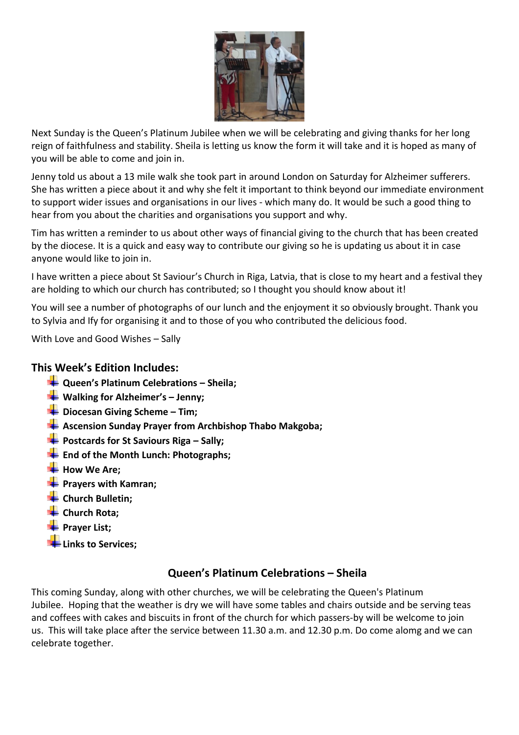Next Sunday is the Queen's Platinum Jubilee when we will be celebrating and giving thanks for her long reign of faithfulness and stability. Sheila is letting us know the form it will take and it is hoped as many of you will be able to come and join in.

Jenny told us about a 13 mile walk she took part in around London on Saturday for Alzheimer sufferers. She has written a piece about it and why she felt it important to think beyond our immediate environment to support wider issues and organisations in our lives - which many do. It would be such a good thing to hear from you about the charities and organisations you support and why.

Tim has written a reminder to us about other ways of financial giving to the church that has been created by the diocese. It is a quick and easy way to contribute our giving so he is updating us about it in case anyone would like to join in.

I have written a piece about St Saviour's Church in Riga, Latvia, that is close to my heart and a festival they are holding to which our church has contributed; so I thought you should know about it!

You will see a number of photographs of our lunch and the enjoyment it so obviously brought. Thank you to Sylvia and Ify for organising it and to those of you who contributed the delicious food.

With Love and Good Wishes – Sally

## This Week's Edition Includes:

- **Queen's Platinum Celebrations – Sheila;**
- **Walking for Alzheimer's – Jenny;**
- **Diocesan Giving Scheme – Tim;**
- **Ascension Sunday Prayer from Archbishop Thabo Makgoba;**
- **Postcards for St Saviours Riga – Sally;**
- **End of the Month Lunch: Photographs;**
- **How We Are;**
- **Prayers with Kamran;**
- **Church Bulletin;**
- **Church Rota;**
- **Prayer List;**
- **Links to Services;**

## Queen's Platinum Celebrations – Sheila

This coming Sunday, along with other churches, we will be celebrating the Queen's Platinum Jubilee. Hoping that the weather is dry we will have some tables and chairs outside and be serving teas and coffees with cakes and biscuits in front of the church for which passers-by will be welcome to join us. This will take place after the service between 11.30 a.m. and 12.30 p.m. Do come alomg and we can celebrate together.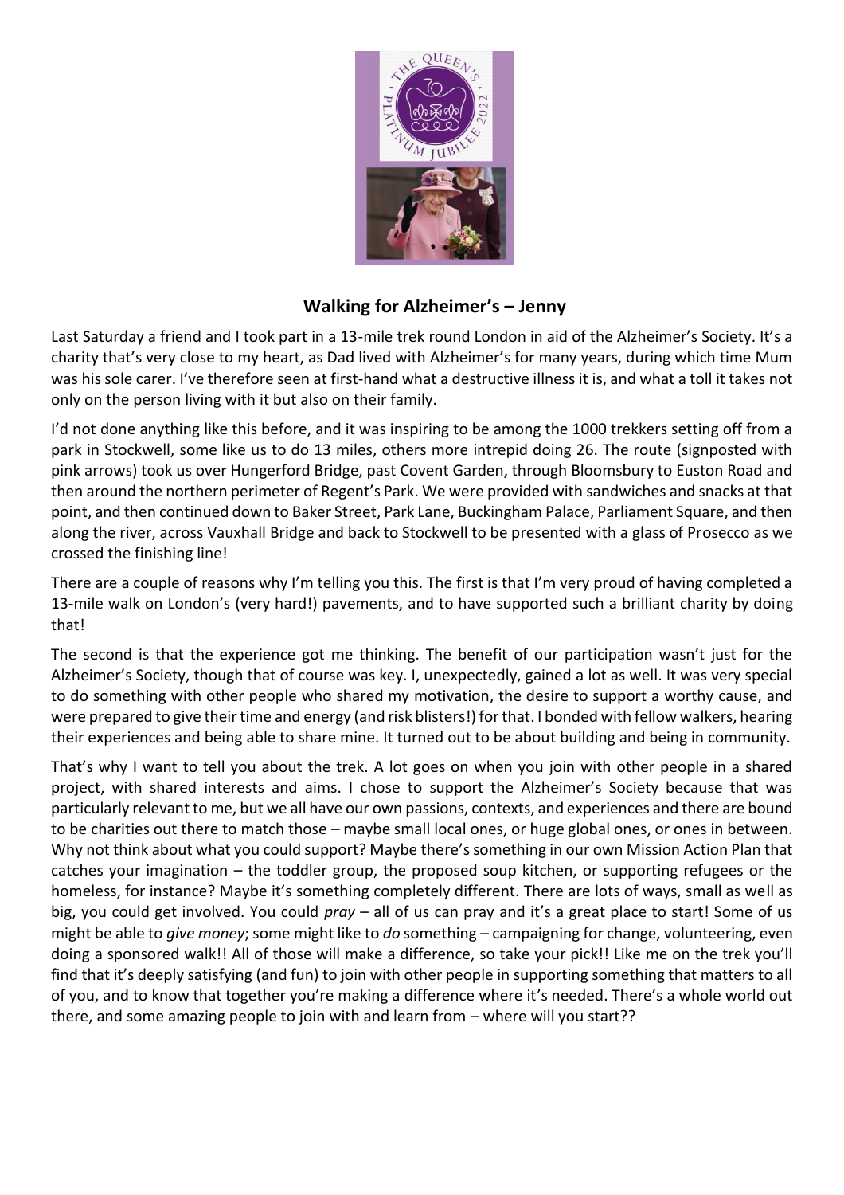## Walking for Alzheimer's – Jenny

Last Saturday a friend and I took part in a 13-mile trek round London in aid of the Alzheimer's Society. It's a charity that's very close to my heart, as Dad lived with Alzheimer's for many years, during which time Mum was his sole carer. I've therefore seen at first-hand what a destructive illness it is, and what a toll it takes not only on the person living with it but also on their family.

I'd not done anything like this before, and it was inspiring to be among the 1000 trekkers setting off from a park in Stockwell, some like us to do 13 miles, others more intrepid doing 26. The route (signposted with pink arrows) took us over Hungerford Bridge, past Covent Garden, through Bloomsbury to Euston Road and then around the northern perimeter of Regent's Park. We were provided with sandwiches and snacks at that point, and then continued down to Baker Street, Park Lane, Buckingham Palace, Parliament Square, and then along the river, across Vauxhall Bridge and back to Stockwell to be presented with a glass of Prosecco as we crossed the finishing line!

There are a couple of reasons why I'm telling you this. The first is that I'm very proud of having completed a 13-mile walk on London's (very hard!) pavements, and to have supported such a brilliant charity by doing that!

The second is that the experience got me thinking. The benefit of our participation wasn't just for the Alzheimer's Society, though that of course was key. I, unexpectedly, gained a lot as well. It was very special to do something with other people who shared my motivation, the desire to support a worthy cause, and were prepared to give their time and energy (and risk blisters!) for that. I bonded with fellow walkers, hearing their experiences and being able to share mine. It turned out to be about building and being in community.

That's why I want to tell you about the trek. A lot goes on when you join with other people in a shared project, with shared interests and aims. I chose to support the Alzheimer's Society because that was particularly relevant to me, but we all have our own passions, contexts, and experiences and there are bound to be charities out there to match those – maybe small local ones, or huge global ones, or ones in between. Why not think about what you could support? Maybe there's something in our own Mission Action Plan that catches your imagination – the toddler group, the proposed soup kitchen, or supporting refugees or the homeless, for instance? Maybe it's something completely different. There are lots of ways, small as well as big, you could get involved. You could *pray* – all of us can pray and it's a great place to start! Some of us might be able to *give money*; some might like to *do* something – campaigning for change, volunteering, even doing a sponsored walk!! All of those will make a difference, so take your pick!! Like me on the trek you'll find that it's deeply satisfying (and fun) to join with other people in supporting something that matters to all of you, and to know that together you're making a difference where it's needed. There's a whole world out there, and some amazing people to join with and learn from – where will you start??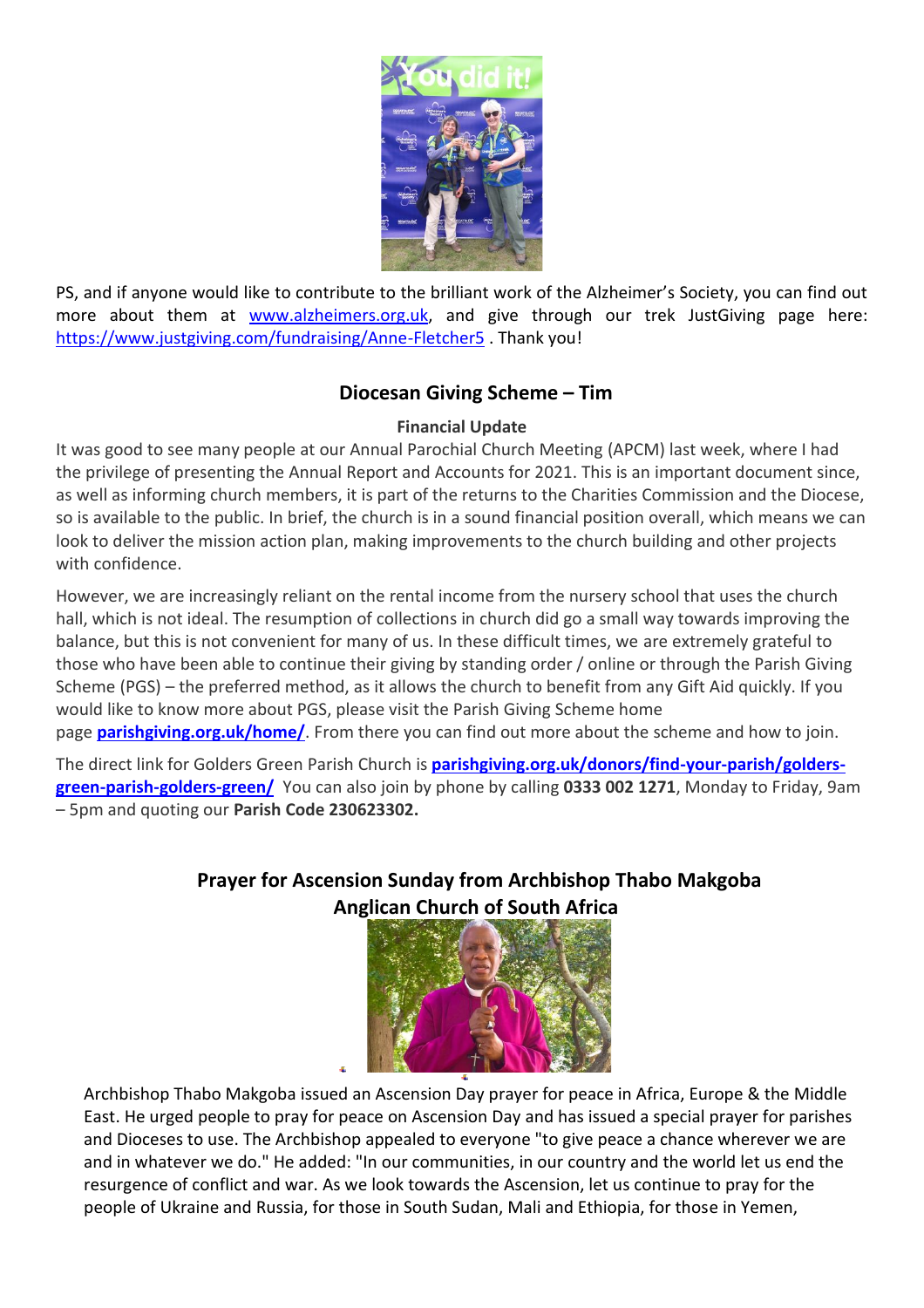PS, and if anyone would like to contribute to the brilliant work of the Alzheimer's Society, you can find out more about them at [www.alzheimers.org.uk](http://www.alzheimers.org.uk), and give through our trek JustGiving page here: [https://www.justgiving.com/fundraising/Anne-Fletcher5](https://www.justgiving.com/fundraising/Anne-Fletcher5) . Thank you!

## Diocesan Giving Scheme – Tim

**Financial Update**

It was good to see many people at our Annual Parochial Church Meeting (APCM) last week, where I had the privilege of presenting the Annual Report and Accounts for 2021. This is an important document since, as well as informing church members, it is part of the returns to the Charities Commission and the Diocese, so is available to the public. In brief, the church is in a sound financial position overall, which means we can look to deliver the mission action plan, making improvements to the church building and other projects with confidence.

However, we are increasingly reliant on the rental income from the nursery school that uses the church hall, which is not ideal. The resumption of collections in church did go a small way towards improving the balance, but this is not convenient for many of us. In these difficult times, we are extremely grateful to those who have been able to continue their giving by standing order / online or through the Parish Giving Scheme (PGS) – the preferred method, as it allows the church to benefit from any Gift Aid quickly. If you would like to know more about PGS, please visit the Parish Giving Scheme home page **[parishgiving.org.uk/home/](https://parishgiving.org.uk/home/)**. From there you can find out more about the scheme and how to join.

The direct link for Golders Green Parish Church is **[parishgiving.org.uk/donors/find-your-parish/golders-green-parish-golders-green/](https://parishgiving.org.uk/donors/find-your-parish/golders-green-parish-golders-green/)** You can also join by phone by calling **0333 002 1271**, Monday to Friday, 9am – 5pm and quoting our **Parish Code 230623302.**

## Prayer for Ascension Sunday from Archbishop Thabo Makgoba
## Anglican Church of South Africa

Archbishop Thabo Makgoba issued an Ascension Day prayer for peace in Africa, Europe & the Middle East. He urged people to pray for peace on Ascension Day and has issued a special prayer for parishes and Dioceses to use. The Archbishop appealed to everyone "to give peace a chance wherever we are and in whatever we do." He added: "In our communities, in our country and the world let us end the resurgence of conflict and war. As we look towards the Ascension, let us continue to pray for the people of Ukraine and Russia, for those in South Sudan, Mali and Ethiopia, for those in Yemen,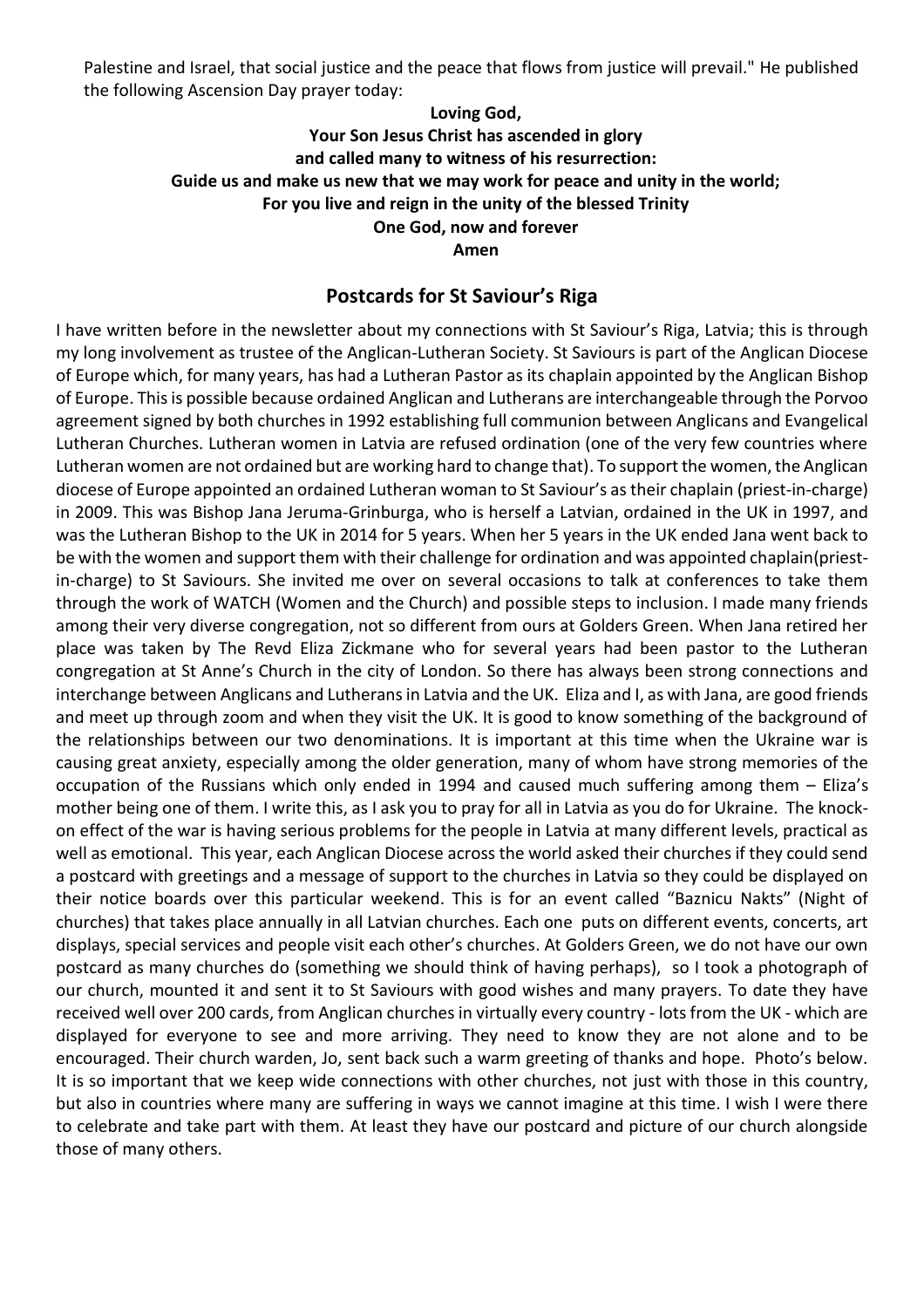Palestine and Israel, that social justice and the peace that flows from justice will prevail." He published the following Ascension Day prayer today:

**Loving God,**
**Your Son Jesus Christ has ascended in glory**
**and called many to witness of his resurrection:**
**Guide us and make us new that we may work for peace and unity in the world;**
**For you live and reign in the unity of the blessed Trinity**
**One God, now and forever**
**Amen**

## Postcards for St Saviour's Riga

I have written before in the newsletter about my connections with St Saviour's Riga, Latvia; this is through my long involvement as trustee of the Anglican-Lutheran Society. St Saviours is part of the Anglican Diocese of Europe which, for many years, has had a Lutheran Pastor as its chaplain appointed by the Anglican Bishop of Europe. This is possible because ordained Anglican and Lutherans are interchangeable through the Porvoo agreement signed by both churches in 1992 establishing full communion between Anglicans and Evangelical Lutheran Churches. Lutheran women in Latvia are refused ordination (one of the very few countries where Lutheran women are not ordained but are working hard to change that). To support the women, the Anglican diocese of Europe appointed an ordained Lutheran woman to St Saviour's as their chaplain (priest-in-charge) in 2009. This was Bishop Jana Jeruma-Grinburga, who is herself a Latvian, ordained in the UK in 1997, and was the Lutheran Bishop to the UK in 2014 for 5 years. When her 5 years in the UK ended Jana went back to be with the women and support them with their challenge for ordination and was appointed chaplain(priest-in-charge) to St Saviours. She invited me over on several occasions to talk at conferences to take them through the work of WATCH (Women and the Church) and possible steps to inclusion. I made many friends among their very diverse congregation, not so different from ours at Golders Green. When Jana retired her place was taken by The Revd Eliza Zickmane who for several years had been pastor to the Lutheran congregation at St Anne's Church in the city of London. So there has always been strong connections and interchange between Anglicans and Lutherans in Latvia and the UK. Eliza and I, as with Jana, are good friends and meet up through zoom and when they visit the UK. It is good to know something of the background of the relationships between our two denominations. It is important at this time when the Ukraine war is causing great anxiety, especially among the older generation, many of whom have strong memories of the occupation of the Russians which only ended in 1994 and caused much suffering among them – Eliza's mother being one of them. I write this, as I ask you to pray for all in Latvia as you do for Ukraine. The knock-on effect of the war is having serious problems for the people in Latvia at many different levels, practical as well as emotional. This year, each Anglican Diocese across the world asked their churches if they could send a postcard with greetings and a message of support to the churches in Latvia so they could be displayed on their notice boards over this particular weekend. This is for an event called "Baznicu Nakts" (Night of churches) that takes place annually in all Latvian churches. Each one puts on different events, concerts, art displays, special services and people visit each other's churches. At Golders Green, we do not have our own postcard as many churches do (something we should think of having perhaps), so I took a photograph of our church, mounted it and sent it to St Saviours with good wishes and many prayers. To date they have received well over 200 cards, from Anglican churches in virtually every country - lots from the UK - which are displayed for everyone to see and more arriving. They need to know they are not alone and to be encouraged. Their church warden, Jo, sent back such a warm greeting of thanks and hope. Photo's below. It is so important that we keep wide connections with other churches, not just with those in this country, but also in countries where many are suffering in ways we cannot imagine at this time. I wish I were there to celebrate and take part with them. At least they have our postcard and picture of our church alongside those of many others.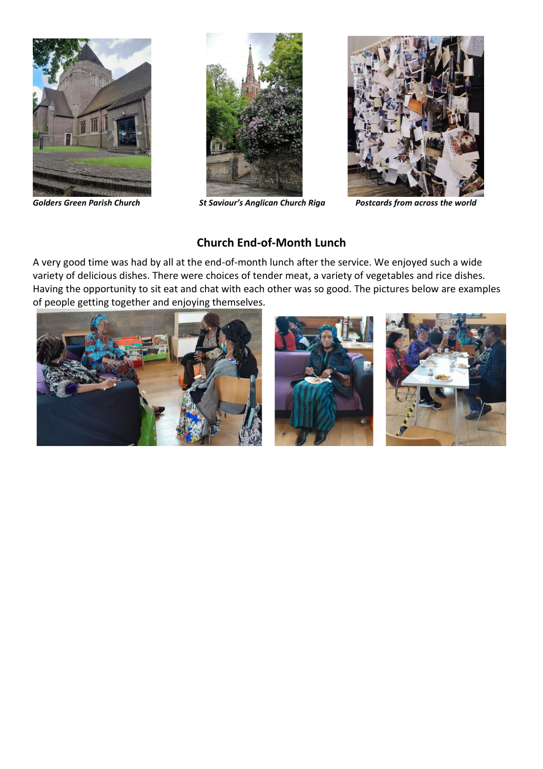*Golders Green Parish Church*

*St Saviour's Anglican Church Riga*

*Postcards from across the world*

## Church End-of-Month Lunch

A very good time was had by all at the end-of-month lunch after the service. We enjoyed such a wide variety of delicious dishes. There were choices of tender meat, a variety of vegetables and rice dishes. Having the opportunity to sit eat and chat with each other was so good. The pictures below are examples of people getting together and enjoying themselves.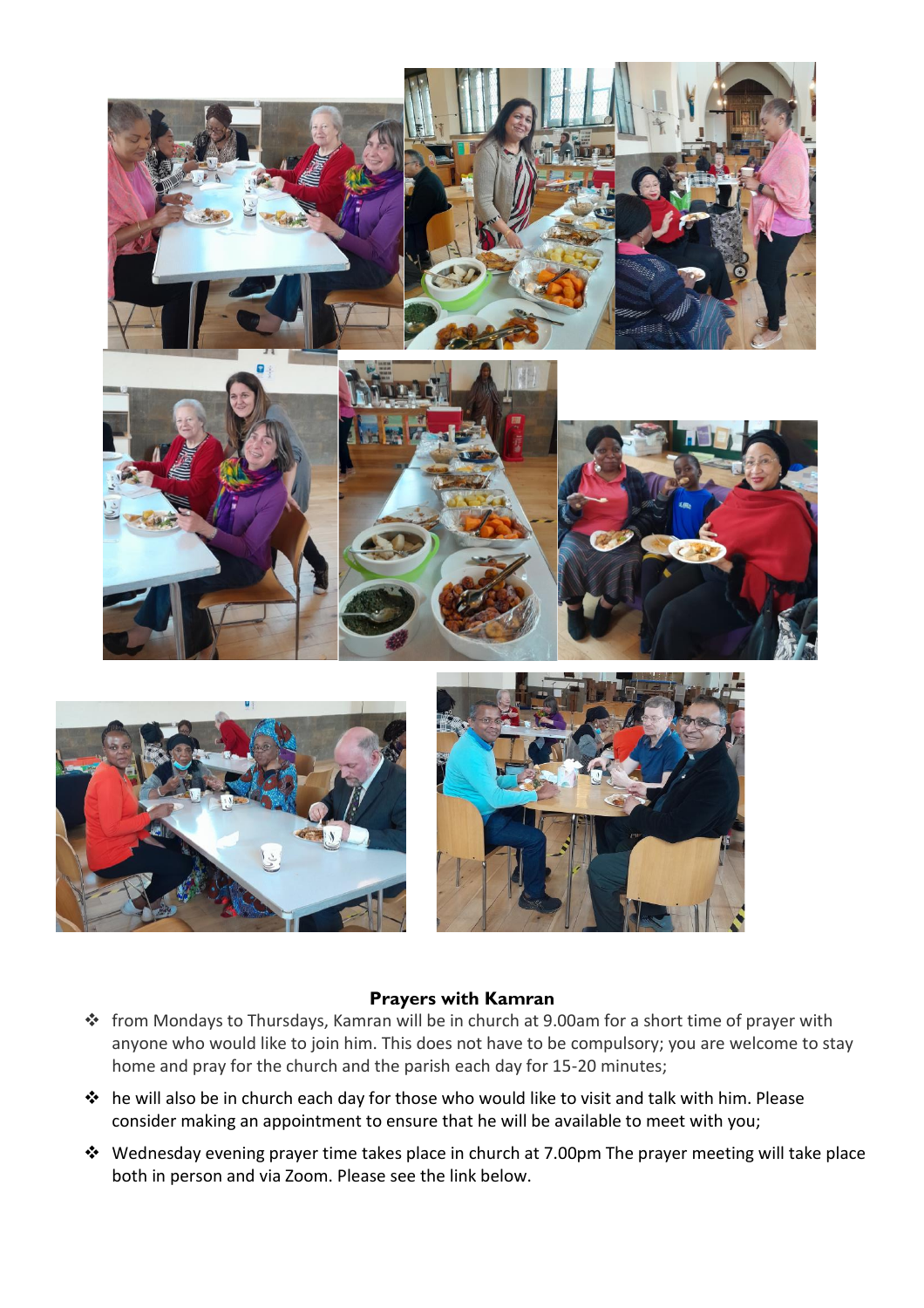**Prayers with Kamran**

- from Mondays to Thursdays, Kamran will be in church at 9.00am for a short time of prayer with anyone who would like to join him. This does not have to be compulsory; you are welcome to stay home and pray for the church and the parish each day for 15-20 minutes;
- he will also be in church each day for those who would like to visit and talk with him. Please consider making an appointment to ensure that he will be available to meet with you;
- Wednesday evening prayer time takes place in church at 7.00pm The prayer meeting will take place both in person and via Zoom. Please see the link below.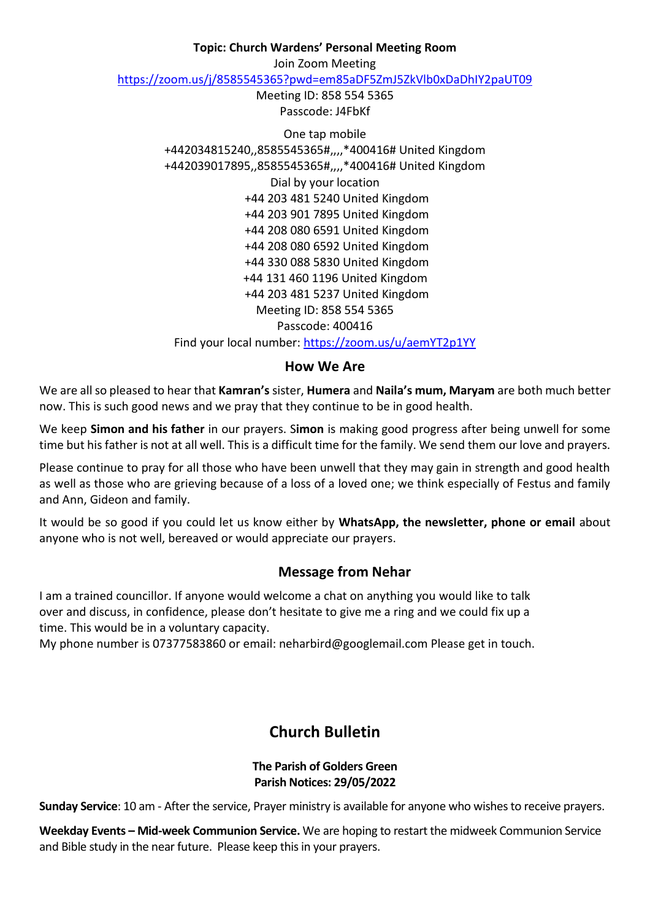**Topic: Church Wardens' Personal Meeting Room**

Join Zoom Meeting

https://zoom.us/j/8585545365?pwd=em85aDF5ZmJ5ZkVlb0xDaDhIY2paUT09

Meeting ID: 858 554 5365

Passcode: J4FbKf

One tap mobile

+442034815240,,8585545365#,,,,*400416# United Kingdom

+442039017895,,8585545365#,,,,*400416# United Kingdom

Dial by your location

+44 203 481 5240 United Kingdom

+44 203 901 7895 United Kingdom

+44 208 080 6591 United Kingdom

+44 208 080 6592 United Kingdom

+44 330 088 5830 United Kingdom

+44 131 460 1196 United Kingdom

+44 203 481 5237 United Kingdom

Meeting ID: 858 554 5365

Passcode: 400416

Find your local number: https://zoom.us/u/aemYT2p1YY

## How We Are

We are all so pleased to hear that **Kamran's** sister, **Humera** and **Naila's mum, Maryam** are both much better now. This is such good news and we pray that they continue to be in good health.

We keep **Simon and his father** in our prayers. S**imon** is making good progress after being unwell for some time but his father is not at all well. This is a difficult time for the family. We send them our love and prayers.

Please continue to pray for all those who have been unwell that they may gain in strength and good health as well as those who are grieving because of a loss of a loved one; we think especially of Festus and family and Ann, Gideon and family.

It would be so good if you could let us know either by **WhatsApp, the newsletter, phone or email** about anyone who is not well, bereaved or would appreciate our prayers.

## Message from Nehar

I am a trained councillor. If anyone would welcome a chat on anything you would like to talk over and discuss, in confidence, please don't hesitate to give me a ring and we could fix up a time. This would be in a voluntary capacity.
My phone number is 07377583860 or email: neharbird@googlemail.com Please get in touch.

# Church Bulletin

**The Parish of Golders Green**
**Parish Notices: 29/05/2022**

**Sunday Service**: 10 am - After the service, Prayer ministry is available for anyone who wishes to receive prayers.

**Weekday Events – Mid-week Communion Service.** We are hoping to restart the midweek Communion Service and Bible study in the near future. Please keep this in your prayers.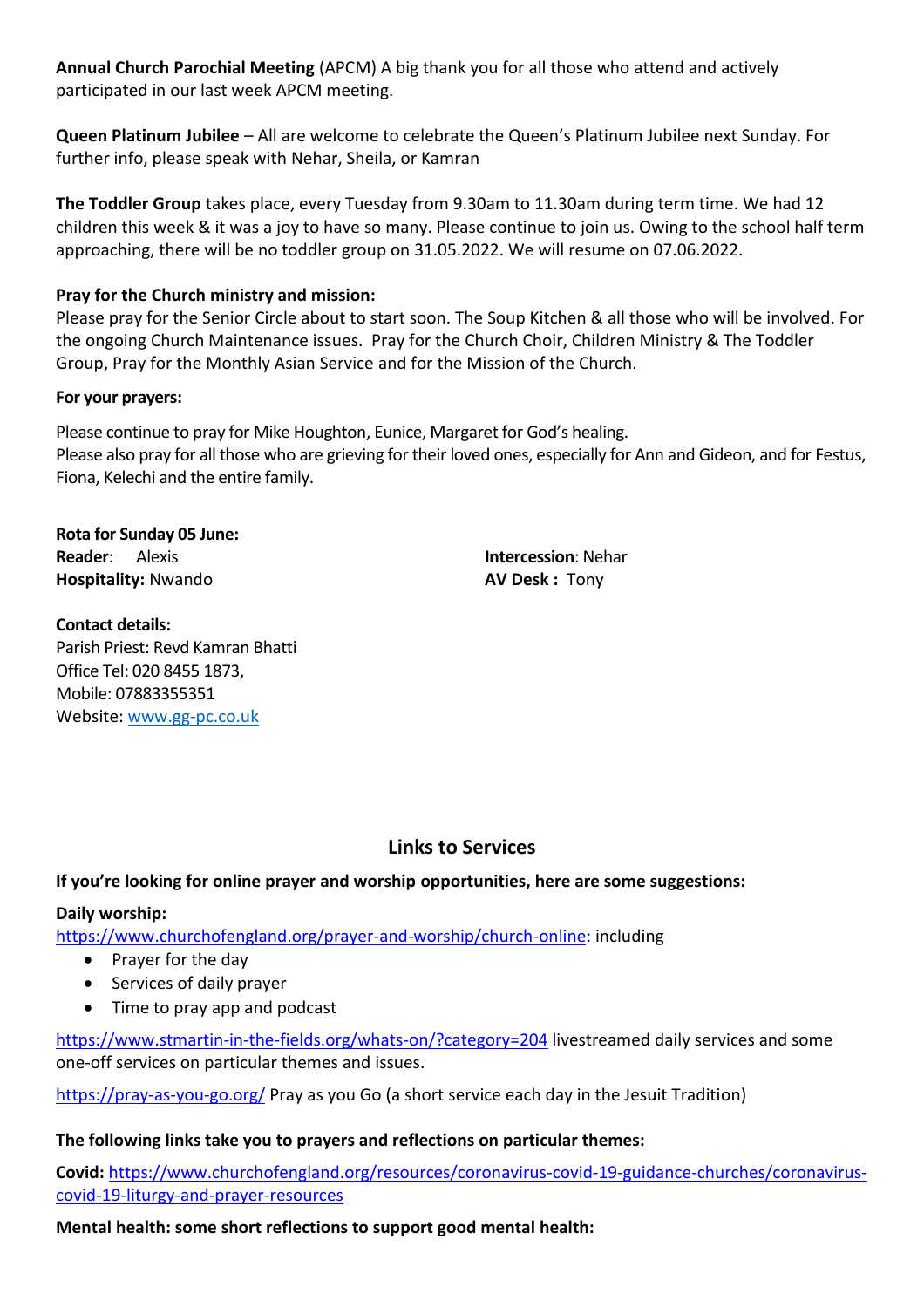**Annual Church Parochial Meeting** (APCM) A big thank you for all those who attend and actively participated in our last week APCM meeting.

**Queen Platinum Jubilee** – All are welcome to celebrate the Queen's Platinum Jubilee next Sunday. For further info, please speak with Nehar, Sheila, or Kamran

**The Toddler Group** takes place, every Tuesday from 9.30am to 11.30am during term time. We had 12 children this week & it was a joy to have so many. Please continue to join us. Owing to the school half term approaching, there will be no toddler group on 31.05.2022. We will resume on 07.06.2022.

**Pray for the Church ministry and mission:**
Please pray for the Senior Circle about to start soon. The Soup Kitchen & all those who will be involved. For the ongoing Church Maintenance issues. Pray for the Church Choir, Children Ministry & The Toddler Group, Pray for the Monthly Asian Service and for the Mission of the Church.

**For your prayers:**

Please continue to pray for Mike Houghton, Eunice, Margaret for God's healing.
Please also pray for all those who are grieving for their loved ones, especially for Ann and Gideon, and for Festus, Fiona, Kelechi and the entire family.

**Rota for Sunday 05 June:**
**Reader**: Alexis
**Hospitality:** Nwando
**Intercession**: Nehar
**AV Desk :** Tony

**Contact details:**
Parish Priest: Revd Kamran Bhatti
Office Tel: 020 8455 1873,
Mobile: 07883355351
Website: www.gg-pc.co.uk

## Links to Services

**If you're looking for online prayer and worship opportunities, here are some suggestions:**

**Daily worship:**
https://www.churchofengland.org/prayer-and-worship/church-online: including

- Prayer for the day
- Services of daily prayer
- Time to pray app and podcast

https://www.stmartin-in-the-fields.org/whats-on/?category=204 livestreamed daily services and some one-off services on particular themes and issues.

https://pray-as-you-go.org/ Pray as you Go (a short service each day in the Jesuit Tradition)

**The following links take you to prayers and reflections on particular themes:**

**Covid:** https://www.churchofengland.org/resources/coronavirus-covid-19-guidance-churches/coronavirus-covid-19-liturgy-and-prayer-resources

**Mental health: some short reflections to support good mental health:**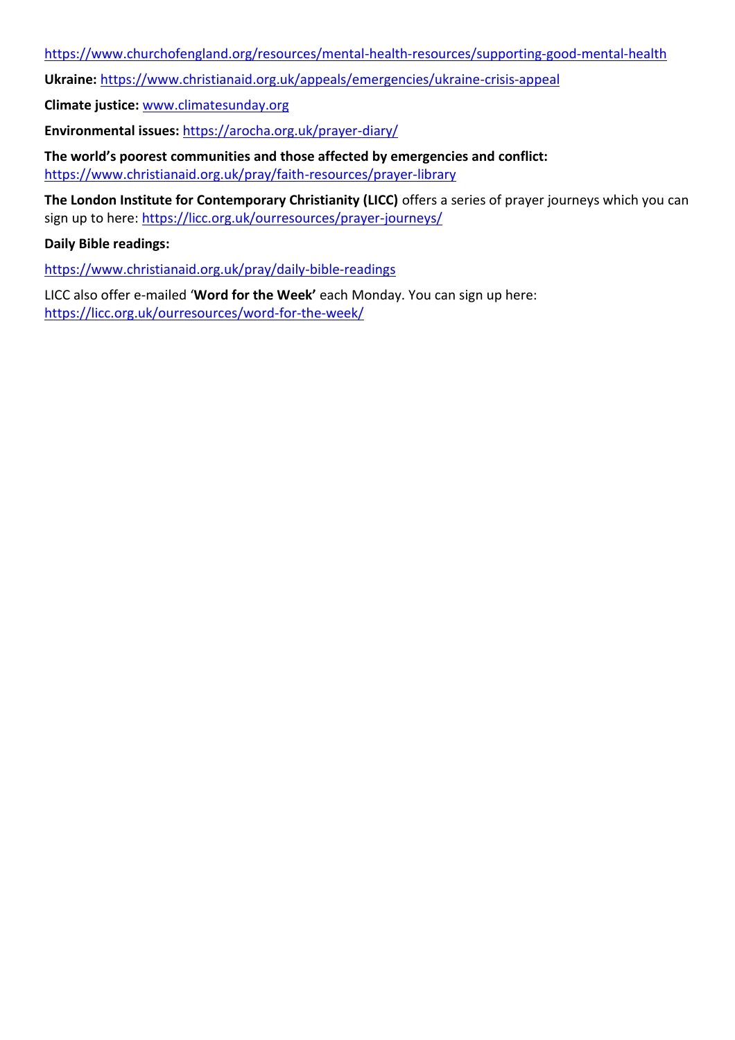https://www.churchofengland.org/resources/mental-health-resources/supporting-good-mental-health

**Ukraine:** https://www.christianaid.org.uk/appeals/emergencies/ukraine-crisis-appeal

**Climate justice:** www.climatesunday.org

**Environmental issues:** https://arocha.org.uk/prayer-diary/

**The world's poorest communities and those affected by emergencies and conflict:** https://www.christianaid.org.uk/pray/faith-resources/prayer-library

**The London Institute for Contemporary Christianity (LICC)** offers a series of prayer journeys which you can sign up to here: https://licc.org.uk/ourresources/prayer-journeys/

**Daily Bible readings:**

https://www.christianaid.org.uk/pray/daily-bible-readings

LICC also offer e-mailed '**Word for the Week'** each Monday. You can sign up here: https://licc.org.uk/ourresources/word-for-the-week/